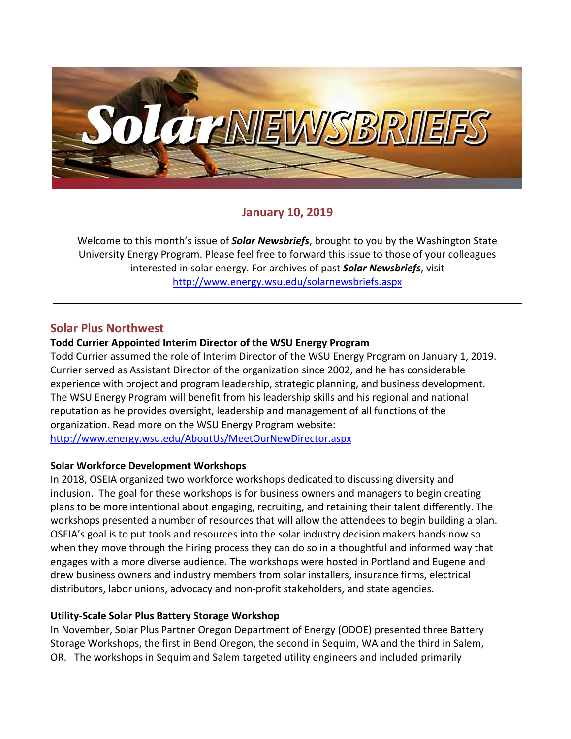## January 10, 2019

Welcome to this month's issue of ***Solar Newsbriefs***, brought to you by the Washington State University Energy Program. Please feel free to forward this issue to those of your colleagues interested in solar energy. For archives of past ***Solar Newsbriefs***, visit http://www.energy.wsu.edu/solarnewsbriefs.aspx

---

## Solar Plus Northwest

**Todd Currier Appointed Interim Director of the WSU Energy Program**

Todd Currier assumed the role of Interim Director of the WSU Energy Program on January 1, 2019. Currier served as Assistant Director of the organization since 2002, and he has considerable experience with project and program leadership, strategic planning, and business development. The WSU Energy Program will benefit from his leadership skills and his regional and national reputation as he provides oversight, leadership and management of all functions of the organization. Read more on the WSU Energy Program website: http://www.energy.wsu.edu/AboutUs/MeetOurNewDirector.aspx

**Solar Workforce Development Workshops**

In 2018, OSEIA organized two workforce workshops dedicated to discussing diversity and inclusion. The goal for these workshops is for business owners and managers to begin creating plans to be more intentional about engaging, recruiting, and retaining their talent differently. The workshops presented a number of resources that will allow the attendees to begin building a plan. OSEIA's goal is to put tools and resources into the solar industry decision makers hands now so when they move through the hiring process they can do so in a thoughtful and informed way that engages with a more diverse audience. The workshops were hosted in Portland and Eugene and drew business owners and industry members from solar installers, insurance firms, electrical distributors, labor unions, advocacy and non-profit stakeholders, and state agencies.

**Utility-Scale Solar Plus Battery Storage Workshop**

In November, Solar Plus Partner Oregon Department of Energy (ODOE) presented three Battery Storage Workshops, the first in Bend Oregon, the second in Sequim, WA and the third in Salem, OR. The workshops in Sequim and Salem targeted utility engineers and included primarily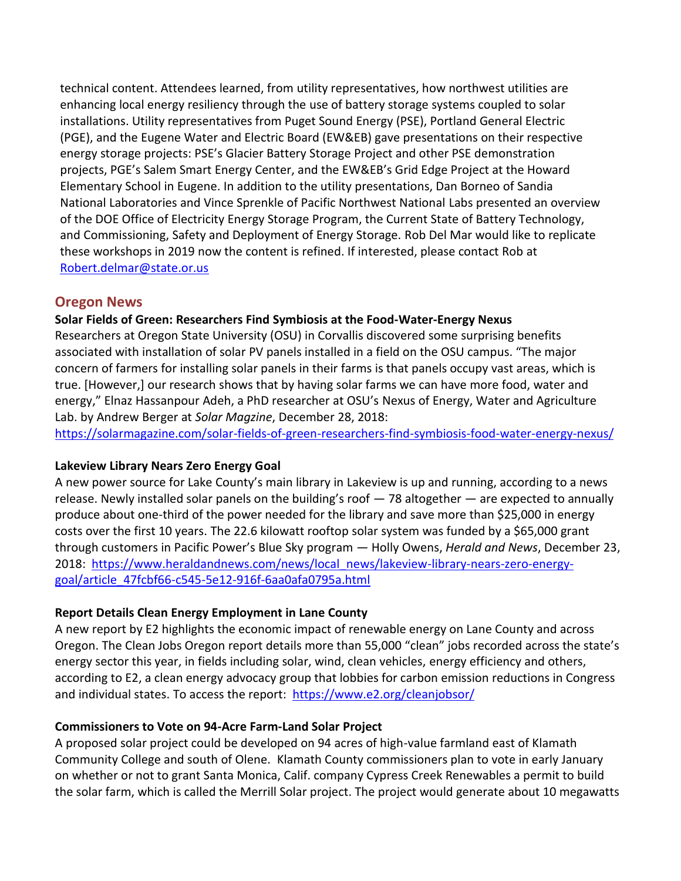technical content. Attendees learned, from utility representatives, how northwest utilities are enhancing local energy resiliency through the use of battery storage systems coupled to solar installations. Utility representatives from Puget Sound Energy (PSE), Portland General Electric (PGE), and the Eugene Water and Electric Board (EW&EB) gave presentations on their respective energy storage projects: PSE's Glacier Battery Storage Project and other PSE demonstration projects, PGE's Salem Smart Energy Center, and the EW&EB's Grid Edge Project at the Howard Elementary School in Eugene. In addition to the utility presentations, Dan Borneo of Sandia National Laboratories and Vince Sprenkle of Pacific Northwest National Labs presented an overview of the DOE Office of Electricity Energy Storage Program, the Current State of Battery Technology, and Commissioning, Safety and Deployment of Energy Storage. Rob Del Mar would like to replicate these workshops in 2019 now the content is refined. If interested, please contact Rob at Robert.delmar@state.or.us

## Oregon News

**Solar Fields of Green: Researchers Find Symbiosis at the Food-Water-Energy Nexus**

Researchers at Oregon State University (OSU) in Corvallis discovered some surprising benefits associated with installation of solar PV panels installed in a field on the OSU campus. "The major concern of farmers for installing solar panels in their farms is that panels occupy vast areas, which is true. [However,] our research shows that by having solar farms we can have more food, water and energy," Elnaz Hassanpour Adeh, a PhD researcher at OSU's Nexus of Energy, Water and Agriculture Lab. by Andrew Berger at *Solar Magzine*, December 28, 2018: https://solarmagazine.com/solar-fields-of-green-researchers-find-symbiosis-food-water-energy-nexus/

**Lakeview Library Nears Zero Energy Goal**

A new power source for Lake County's main library in Lakeview is up and running, according to a news release. Newly installed solar panels on the building's roof — 78 altogether — are expected to annually produce about one-third of the power needed for the library and save more than $25,000 in energy costs over the first 10 years. The 22.6 kilowatt rooftop solar system was funded by a $65,000 grant through customers in Pacific Power's Blue Sky program — Holly Owens, *Herald and News*, December 23, 2018: https://www.heraldandnews.com/news/local_news/lakeview-library-nears-zero-energy-goal/article_47fcbf66-c545-5e12-916f-6aa0afa0795a.html

**Report Details Clean Energy Employment in Lane County**

A new report by E2 highlights the economic impact of renewable energy on Lane County and across Oregon. The Clean Jobs Oregon report details more than 55,000 "clean" jobs recorded across the state's energy sector this year, in fields including solar, wind, clean vehicles, energy efficiency and others, according to E2, a clean energy advocacy group that lobbies for carbon emission reductions in Congress and individual states. To access the report: https://www.e2.org/cleanjobsor/

**Commissioners to Vote on 94-Acre Farm-Land Solar Project**

A proposed solar project could be developed on 94 acres of high-value farmland east of Klamath Community College and south of Olene. Klamath County commissioners plan to vote in early January on whether or not to grant Santa Monica, Calif. company Cypress Creek Renewables a permit to build the solar farm, which is called the Merrill Solar project. The project would generate about 10 megawatts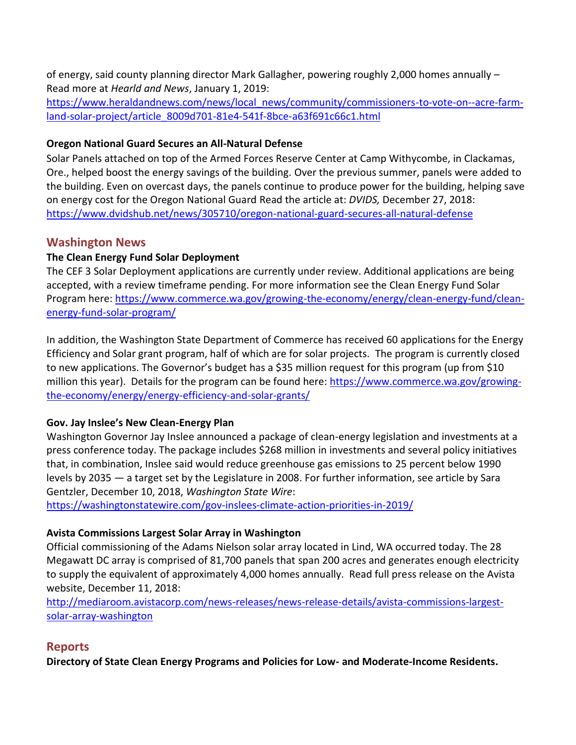of energy, said county planning director Mark Gallagher, powering roughly 2,000 homes annually – Read more at *Hearld and News*, January 1, 2019: https://www.heraldandnews.com/news/local_news/community/commissioners-to-vote-on--acre-farm-land-solar-project/article_8009d701-81e4-541f-8bce-a63f691c66c1.html

**Oregon National Guard Secures an All-Natural Defense**

Solar Panels attached on top of the Armed Forces Reserve Center at Camp Withycombe, in Clackamas, Ore., helped boost the energy savings of the building. Over the previous summer, panels were added to the building. Even on overcast days, the panels continue to produce power for the building, helping save on energy cost for the Oregon National Guard Read the article at: *DVIDS,* December 27, 2018: https://www.dvidshub.net/news/305710/oregon-national-guard-secures-all-natural-defense

## Washington News

**The Clean Energy Fund Solar Deployment**

The CEF 3 Solar Deployment applications are currently under review. Additional applications are being accepted, with a review timeframe pending. For more information see the Clean Energy Fund Solar Program here: https://www.commerce.wa.gov/growing-the-economy/energy/clean-energy-fund/clean-energy-fund-solar-program/

In addition, the Washington State Department of Commerce has received 60 applications for the Energy Efficiency and Solar grant program, half of which are for solar projects. The program is currently closed to new applications. The Governor's budget has a $35 million request for this program (up from $10 million this year). Details for the program can be found here: https://www.commerce.wa.gov/growing-the-economy/energy/energy-efficiency-and-solar-grants/

**Gov. Jay Inslee's New Clean-Energy Plan**

Washington Governor Jay Inslee announced a package of clean-energy legislation and investments at a press conference today. The package includes $268 million in investments and several policy initiatives that, in combination, Inslee said would reduce greenhouse gas emissions to 25 percent below 1990 levels by 2035 — a target set by the Legislature in 2008. For further information, see article by Sara Gentzler, December 10, 2018, *Washington State Wire*: https://washingtonstatewire.com/gov-inslees-climate-action-priorities-in-2019/

**Avista Commissions Largest Solar Array in Washington**

Official commissioning of the Adams Nielson solar array located in Lind, WA occurred today. The 28 Megawatt DC array is comprised of 81,700 panels that span 200 acres and generates enough electricity to supply the equivalent of approximately 4,000 homes annually. Read full press release on the Avista website, December 11, 2018: http://mediaroom.avistacorp.com/news-releases/news-release-details/avista-commissions-largest-solar-array-washington

## Reports

**Directory of State Clean Energy Programs and Policies for Low- and Moderate-Income Residents.**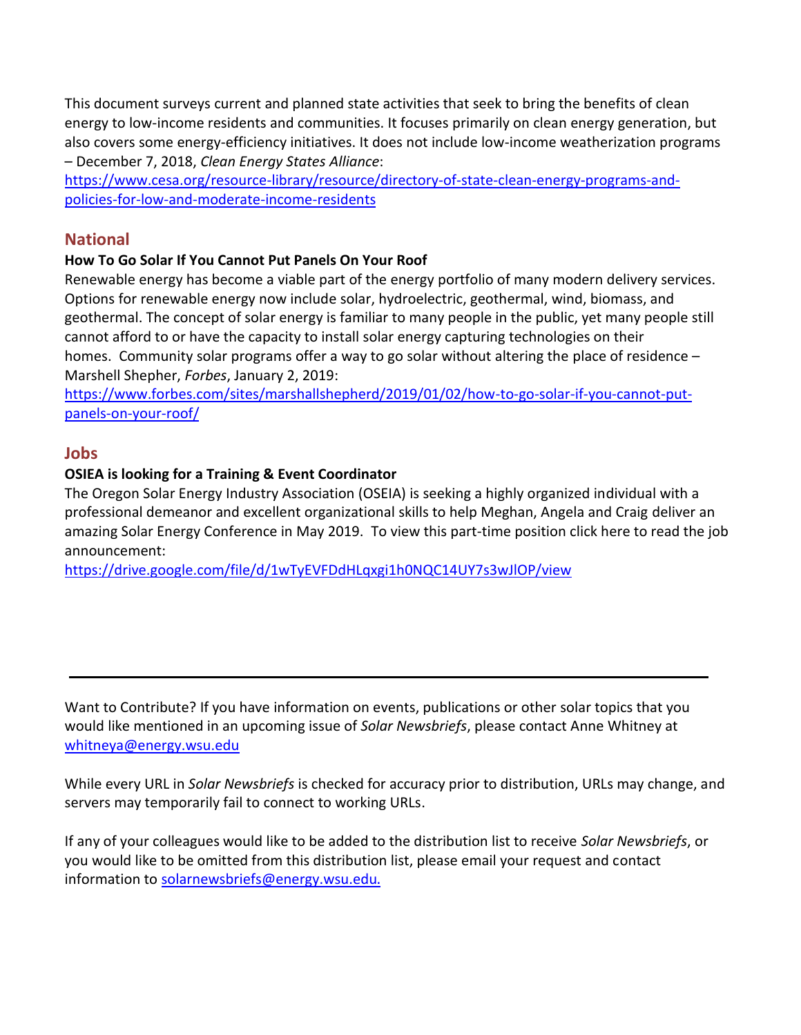This document surveys current and planned state activities that seek to bring the benefits of clean energy to low-income residents and communities. It focuses primarily on clean energy generation, but also covers some energy-efficiency initiatives. It does not include low-income weatherization programs – December 7, 2018, *Clean Energy States Alliance*: [https://www.cesa.org/resource-library/resource/directory-of-state-clean-energy-programs-and-policies-for-low-and-moderate-income-residents](https://www.cesa.org/resource-library/resource/directory-of-state-clean-energy-programs-and-policies-for-low-and-moderate-income-residents)

## National

**How To Go Solar If You Cannot Put Panels On Your Roof**

Renewable energy has become a viable part of the energy portfolio of many modern delivery services. Options for renewable energy now include solar, hydroelectric, geothermal, wind, biomass, and geothermal. The concept of solar energy is familiar to many people in the public, yet many people still cannot afford to or have the capacity to install solar energy capturing technologies on their homes. Community solar programs offer a way to go solar without altering the place of residence – Marshell Shepher, *Forbes*, January 2, 2019: [https://www.forbes.com/sites/marshallshepherd/2019/01/02/how-to-go-solar-if-you-cannot-put-panels-on-your-roof/](https://www.forbes.com/sites/marshallshepherd/2019/01/02/how-to-go-solar-if-you-cannot-put-panels-on-your-roof/)

## Jobs

**OSIEA is looking for a Training & Event Coordinator**

The Oregon Solar Energy Industry Association (OSEIA) is seeking a highly organized individual with a professional demeanor and excellent organizational skills to help Meghan, Angela and Craig deliver an amazing Solar Energy Conference in May 2019. To view this part-time position click here to read the job announcement: [https://drive.google.com/file/d/1wTyEVFDdHLqxgi1h0NQC14UY7s3wJlOP/view](https://drive.google.com/file/d/1wTyEVFDdHLqxgi1h0NQC14UY7s3wJlOP/view)

---

Want to Contribute? If you have information on events, publications or other solar topics that you would like mentioned in an upcoming issue of *Solar Newsbriefs*, please contact Anne Whitney at [whitneya@energy.wsu.edu](mailto:whitneya@energy.wsu.edu)

While every URL in *Solar Newsbriefs* is checked for accuracy prior to distribution, URLs may change, and servers may temporarily fail to connect to working URLs.

If any of your colleagues would like to be added to the distribution list to receive *Solar Newsbriefs*, or you would like to be omitted from this distribution list, please email your request and contact information to [solarnewsbriefs@energy.wsu.edu.](mailto:solarnewsbriefs@energy.wsu.edu)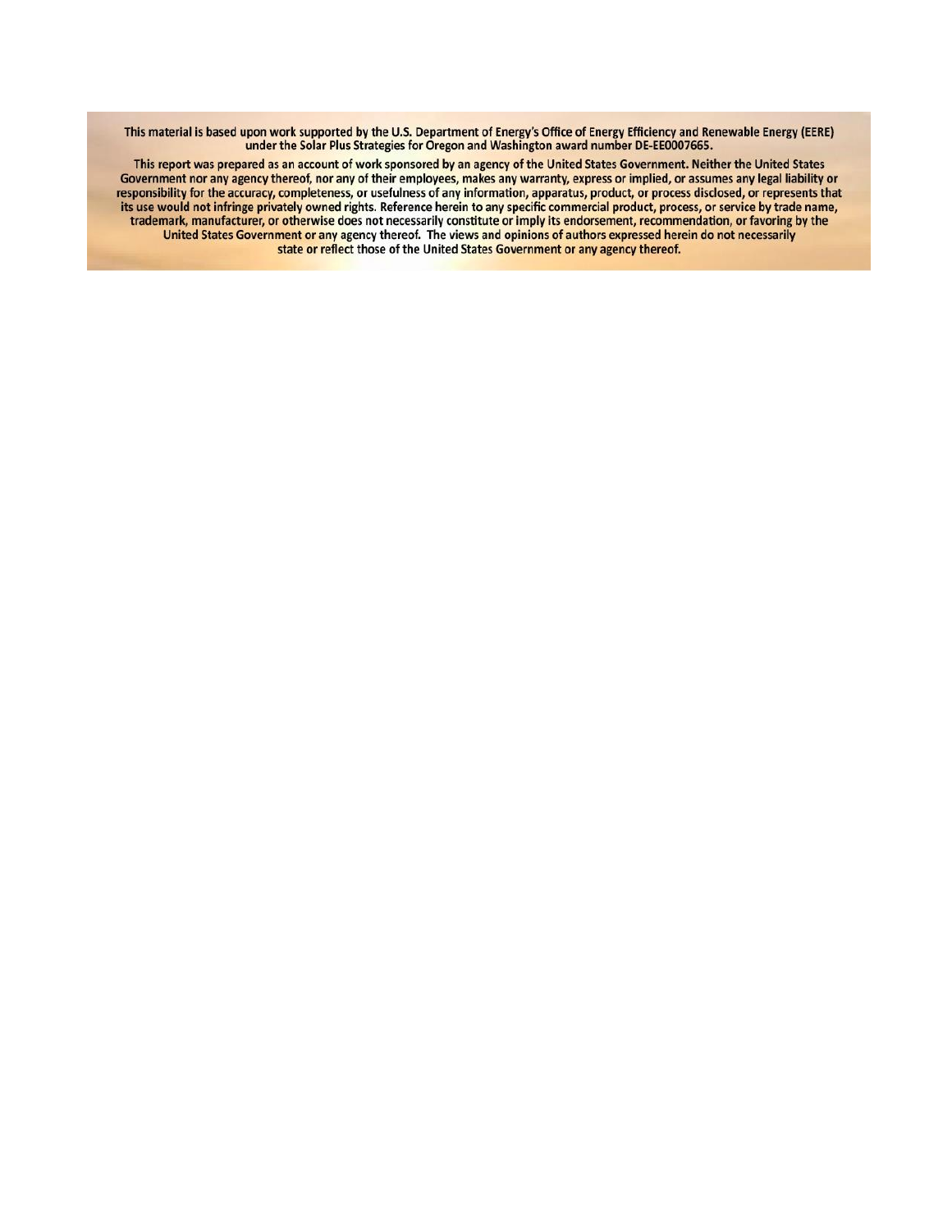**This material is based upon work supported by the U.S. Department of Energy's Office of Energy Efficiency and Renewable Energy (EERE) under the Solar Plus Strategies for Oregon and Washington award number DE-EE0007665.**

**This report was prepared as an account of work sponsored by an agency of the United States Government. Neither the United States Government nor any agency thereof, nor any of their employees, makes any warranty, express or implied, or assumes any legal liability or responsibility for the accuracy, completeness, or usefulness of any information, apparatus, product, or process disclosed, or represents that its use would not infringe privately owned rights. Reference herein to any specific commercial product, process, or service by trade name, trademark, manufacturer, or otherwise does not necessarily constitute or imply its endorsement, recommendation, or favoring by the United States Government or any agency thereof. The views and opinions of authors expressed herein do not necessarily state or reflect those of the United States Government or any agency thereof.**